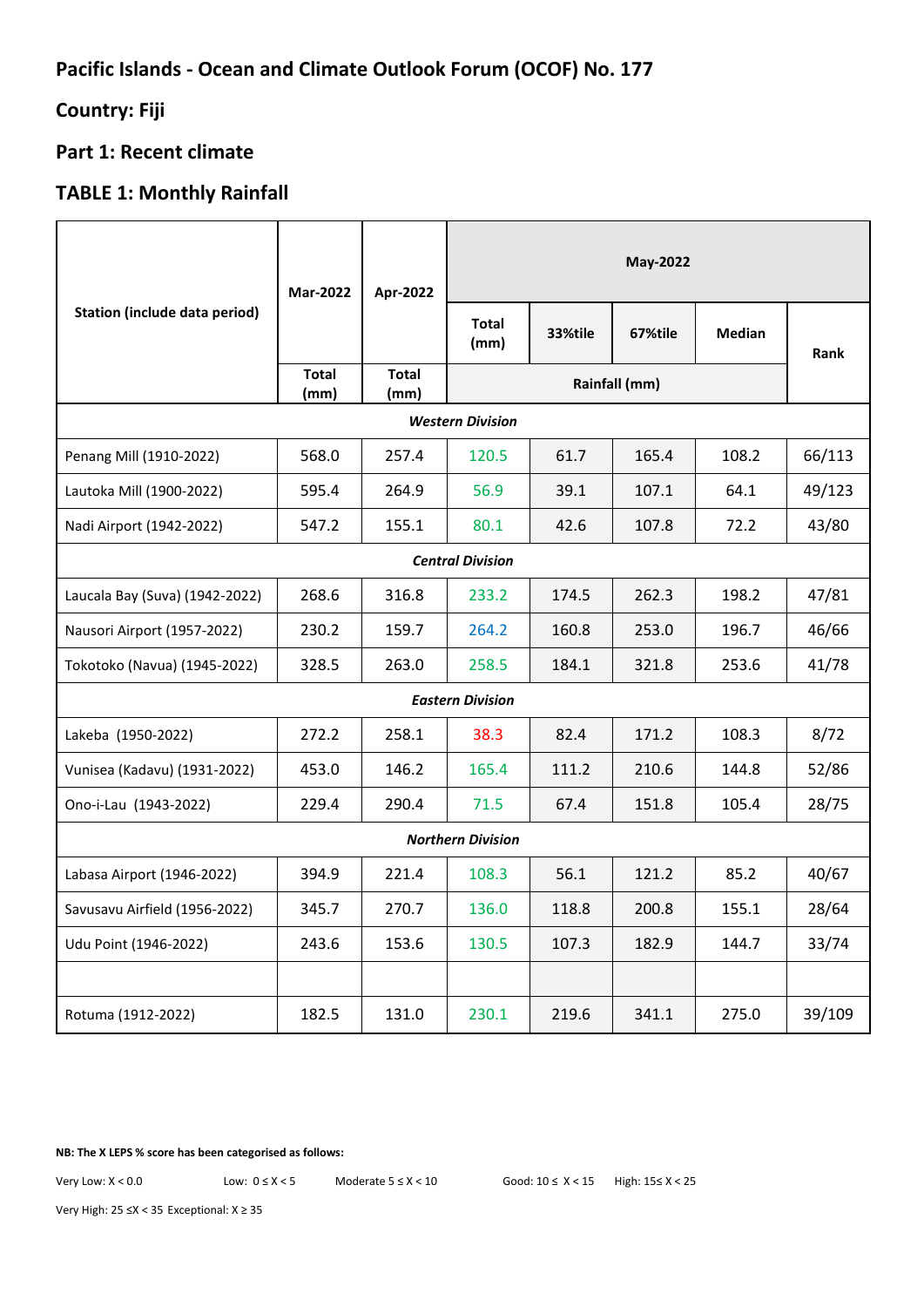## Pacific Islands - Ocean and Climate Outlook Forum (OCOF) No. 177

## Country: Fiji

## Part 1: Recent climate

## TABLE 1: Monthly Rainfall

| Station (include data period) | Mar-2022 | Apr-2022 | May-2022 | | | | |
|---|---|---|---|---|---|---|---|
| | | | Total (mm) | 33%tile | 67%tile | Median | Rank |
| | Total (mm) | Total (mm) | Rainfall (mm) | | | | |
| ***Western Division*** | | | | | | | |
| Penang Mill (1910-2022) | 568.0 | 257.4 | 120.5 | 61.7 | 165.4 | 108.2 | 66/113 |
| Lautoka Mill (1900-2022) | 595.4 | 264.9 | 56.9 | 39.1 | 107.1 | 64.1 | 49/123 |
| Nadi Airport (1942-2022) | 547.2 | 155.1 | 80.1 | 42.6 | 107.8 | 72.2 | 43/80 |
| ***Central Division*** | | | | | | | |
| Laucala Bay (Suva) (1942-2022) | 268.6 | 316.8 | 233.2 | 174.5 | 262.3 | 198.2 | 47/81 |
| Nausori Airport (1957-2022) | 230.2 | 159.7 | 264.2 | 160.8 | 253.0 | 196.7 | 46/66 |
| Tokotoko (Navua) (1945-2022) | 328.5 | 263.0 | 258.5 | 184.1 | 321.8 | 253.6 | 41/78 |
| ***Eastern Division*** | | | | | | | |
| Lakeba (1950-2022) | 272.2 | 258.1 | 38.3 | 82.4 | 171.2 | 108.3 | 8/72 |
| Vunisea (Kadavu) (1931-2022) | 453.0 | 146.2 | 165.4 | 111.2 | 210.6 | 144.8 | 52/86 |
| Ono-i-Lau (1943-2022) | 229.4 | 290.4 | 71.5 | 67.4 | 151.8 | 105.4 | 28/75 |
| ***Northern Division*** | | | | | | | |
| Labasa Airport (1946-2022) | 394.9 | 221.4 | 108.3 | 56.1 | 121.2 | 85.2 | 40/67 |
| Savusavu Airfield (1956-2022) | 345.7 | 270.7 | 136.0 | 118.8 | 200.8 | 155.1 | 28/64 |
| Udu Point (1946-2022) | 243.6 | 153.6 | 130.5 | 107.3 | 182.9 | 144.7 | 33/74 |
| | | | | | | | |
| Rotuma (1912-2022) | 182.5 | 131.0 | 230.1 | 219.6 | 341.1 | 275.0 | 39/109 |

**NB: The X LEPS % score has been categorised as follows:**

Very Low: X < 0.0 Low: 0 ≤ X < 5 Moderate 5 ≤ X < 10 Good: 10 ≤ X < 15 High: 15≤ X < 25

Very High: 25 ≤X < 35 Exceptional: X ≥ 35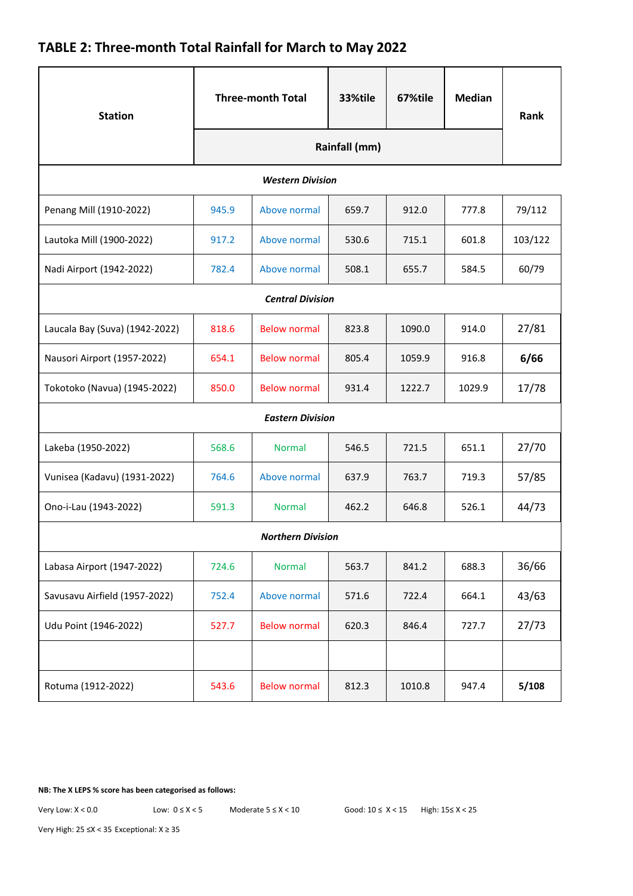## TABLE 2: Three-month Total Rainfall for March to May 2022

| Station | Three-month Total | | 33%tile | 67%tile | Median | Rank |
|---|---|---|---|---|---|---|
| | Rainfall (mm) | | | | | |
| ***Western Division*** | | | | | | |
| Penang Mill (1910-2022) | 945.9 | Above normal | 659.7 | 912.0 | 777.8 | 79/112 |
| Lautoka Mill (1900-2022) | 917.2 | Above normal | 530.6 | 715.1 | 601.8 | 103/122 |
| Nadi Airport (1942-2022) | 782.4 | Above normal | 508.1 | 655.7 | 584.5 | 60/79 |
| ***Central Division*** | | | | | | |
| Laucala Bay (Suva) (1942-2022) | 818.6 | Below normal | 823.8 | 1090.0 | 914.0 | 27/81 |
| Nausori Airport (1957-2022) | 654.1 | Below normal | 805.4 | 1059.9 | 916.8 | **6/66** |
| Tokotoko (Navua) (1945-2022) | 850.0 | Below normal | 931.4 | 1222.7 | 1029.9 | 17/78 |
| ***Eastern Division*** | | | | | | |
| Lakeba (1950-2022) | 568.6 | Normal | 546.5 | 721.5 | 651.1 | 27/70 |
| Vunisea (Kadavu) (1931-2022) | 764.6 | Above normal | 637.9 | 763.7 | 719.3 | 57/85 |
| Ono-i-Lau (1943-2022) | 591.3 | Normal | 462.2 | 646.8 | 526.1 | 44/73 |
| ***Northern Division*** | | | | | | |
| Labasa Airport (1947-2022) | 724.6 | Normal | 563.7 | 841.2 | 688.3 | 36/66 |
| Savusavu Airfield (1957-2022) | 752.4 | Above normal | 571.6 | 722.4 | 664.1 | 43/63 |
| Udu Point (1946-2022) | 527.7 | Below normal | 620.3 | 846.4 | 727.7 | 27/73 |
| | | | | | | |
| Rotuma (1912-2022) | 543.6 | Below normal | 812.3 | 1010.8 | 947.4 | **5/108** |

**NB: The X LEPS % score has been categorised as follows:**

Very Low: X < 0.0 Low: 0 ≤ X < 5 Moderate 5 ≤ X < 10 Good: 10 ≤ X < 15 High: 15≤ X < 25

Very High: 25 ≤X < 35 Exceptional: X ≥ 35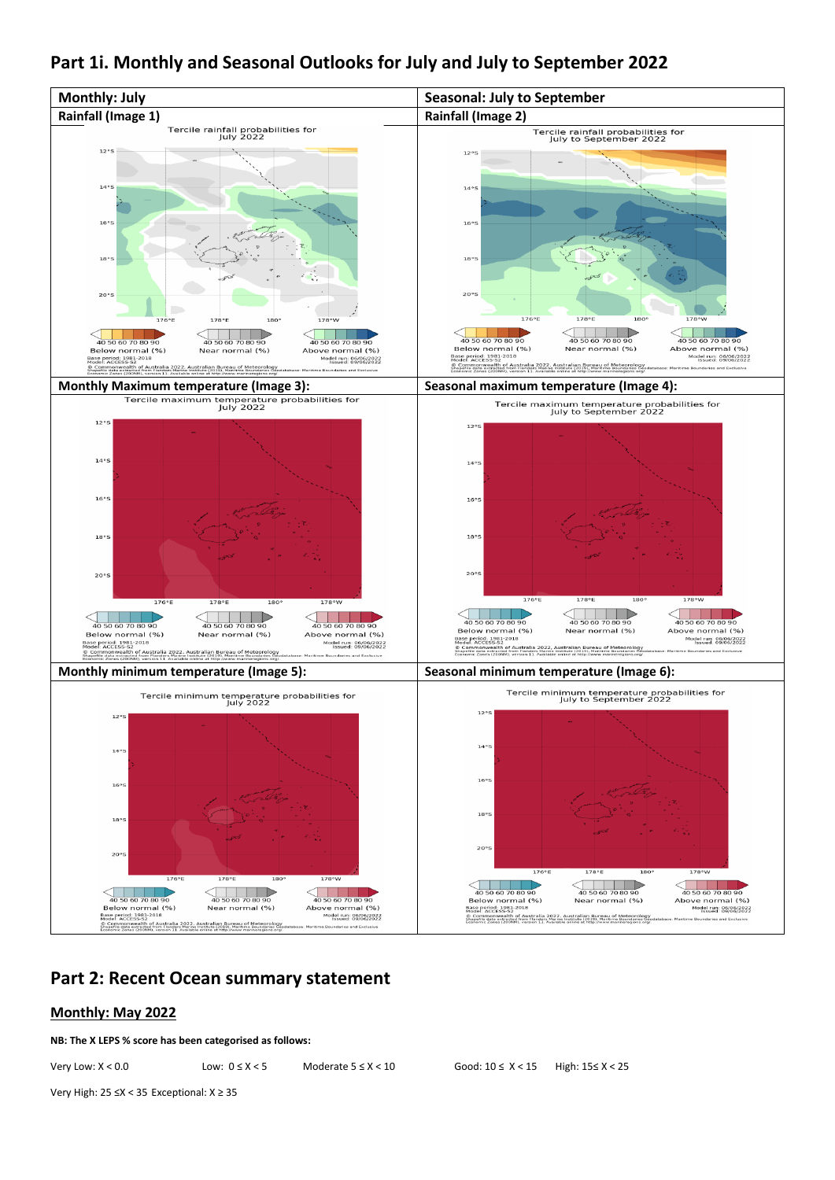## Part 1i. Monthly and Seasonal Outlooks for July and July to September 2022

| Monthly: July | Seasonal: July to September |
|---|---|
| Rainfall (Image 1) | Rainfall (Image 2) |
| | |
| Monthly Maximum temperature (Image 3): | Seasonal maximum temperature (Image 4): |
| | |
| Monthly minimum temperature (Image 5): | Seasonal minimum temperature (Image 6): |
| | |

## Part 2: Recent Ocean summary statement

### Monthly: May 2022

**NB: The X LEPS % score has been categorised as follows:**

Very Low: X < 0.0 &nbsp;&nbsp; Low: 0 ≤ X < 5 &nbsp;&nbsp; Moderate 5 ≤ X < 10 &nbsp;&nbsp; Good: 10 ≤ X < 15 &nbsp;&nbsp; High: 15≤ X < 25

Very High: 25 ≤X < 35 Exceptional: X ≥ 35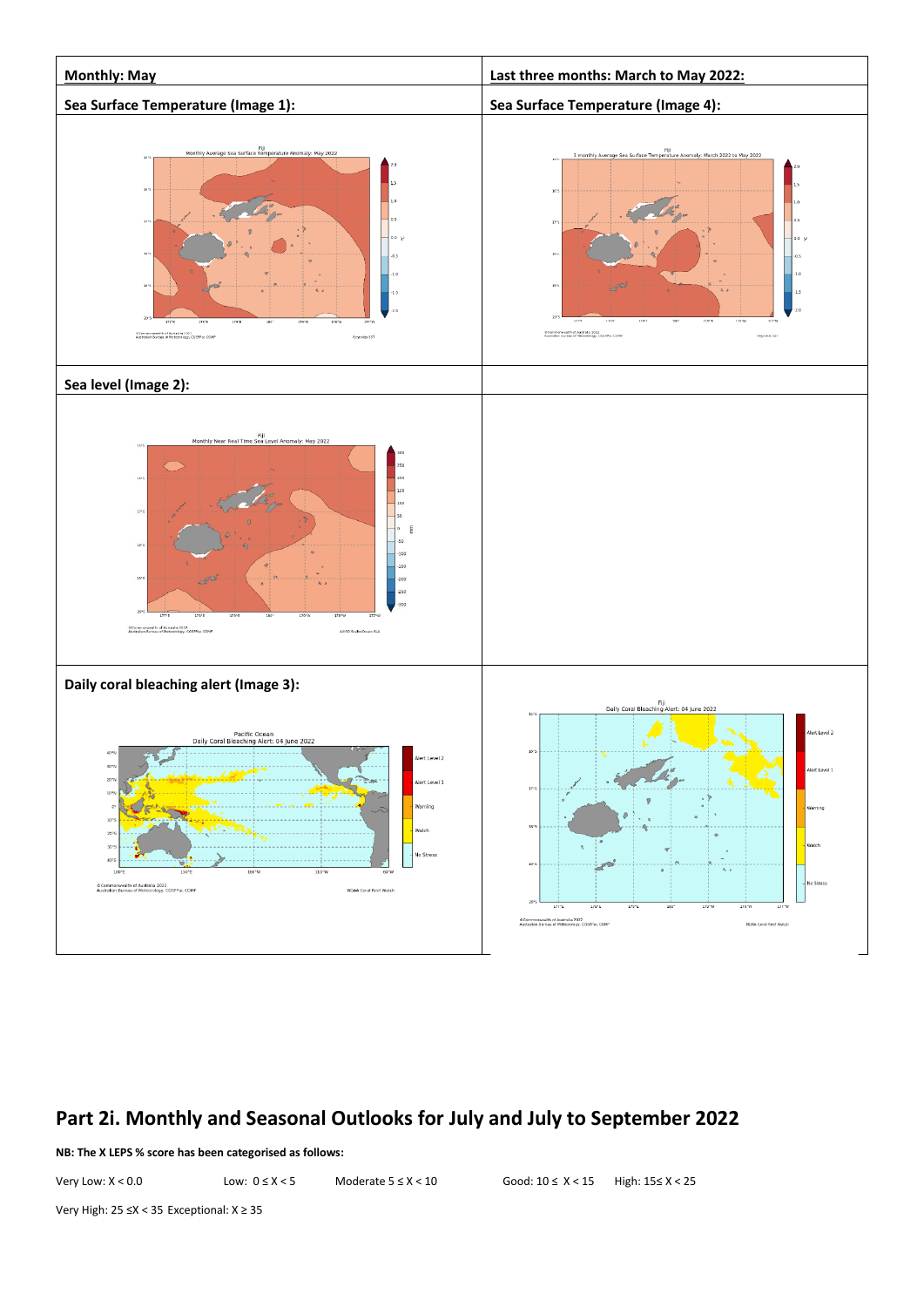| Monthly: May | Last three months: March to May 2022: |
|---|---|
| Sea Surface Temperature (Image 1): | Sea Surface Temperature (Image 4): |
| | |
| Sea level (Image 2): | |
| | |
| Daily coral bleaching alert (Image 3): | |
| | |

## Part 2i. Monthly and Seasonal Outlooks for July and July to September 2022

**NB: The X LEPS % score has been categorised as follows:**

Very Low: X < 0.0 Low: 0 ≤ X < 5 Moderate 5 ≤ X < 10 Good: 10 ≤ X < 15 High: 15≤ X < 25

Very High: 25 ≤X < 35 Exceptional: X ≥ 35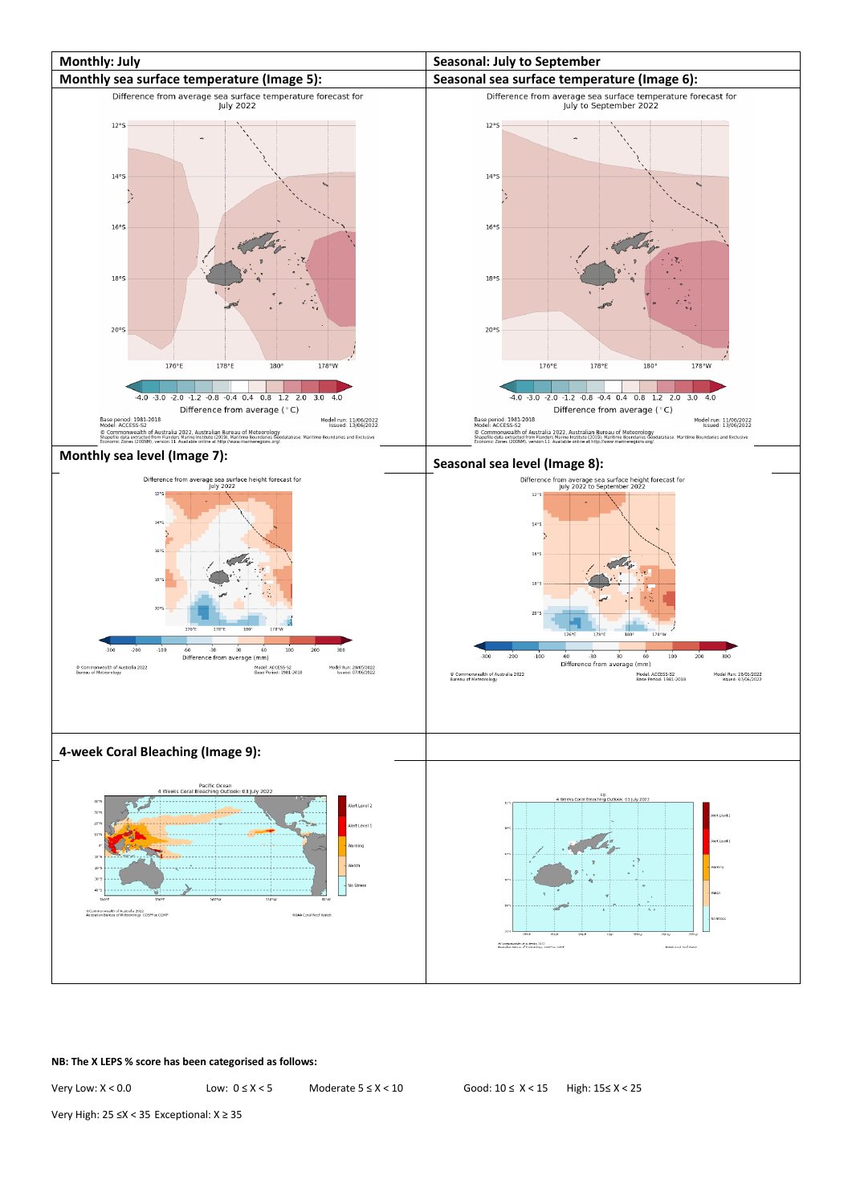| Monthly: July | Seasonal: July to September |
| --- | --- |
| **Monthly sea surface temperature (Image 5):** | **Seasonal sea surface temperature (Image 6):** |
| **Monthly sea level (Image 7):** | **Seasonal sea level (Image 8):** |
| **4-week Coral Bleaching (Image 9):** | |

**NB: The X LEPS % score has been categorised as follows:**

Very Low: X < 0.0 Low: 0 ≤ X < 5 Moderate 5 ≤ X < 10 Good: 10 ≤ X < 15 High: 15≤ X < 25

Very High: 25 ≤X < 35 Exceptional: X ≥ 35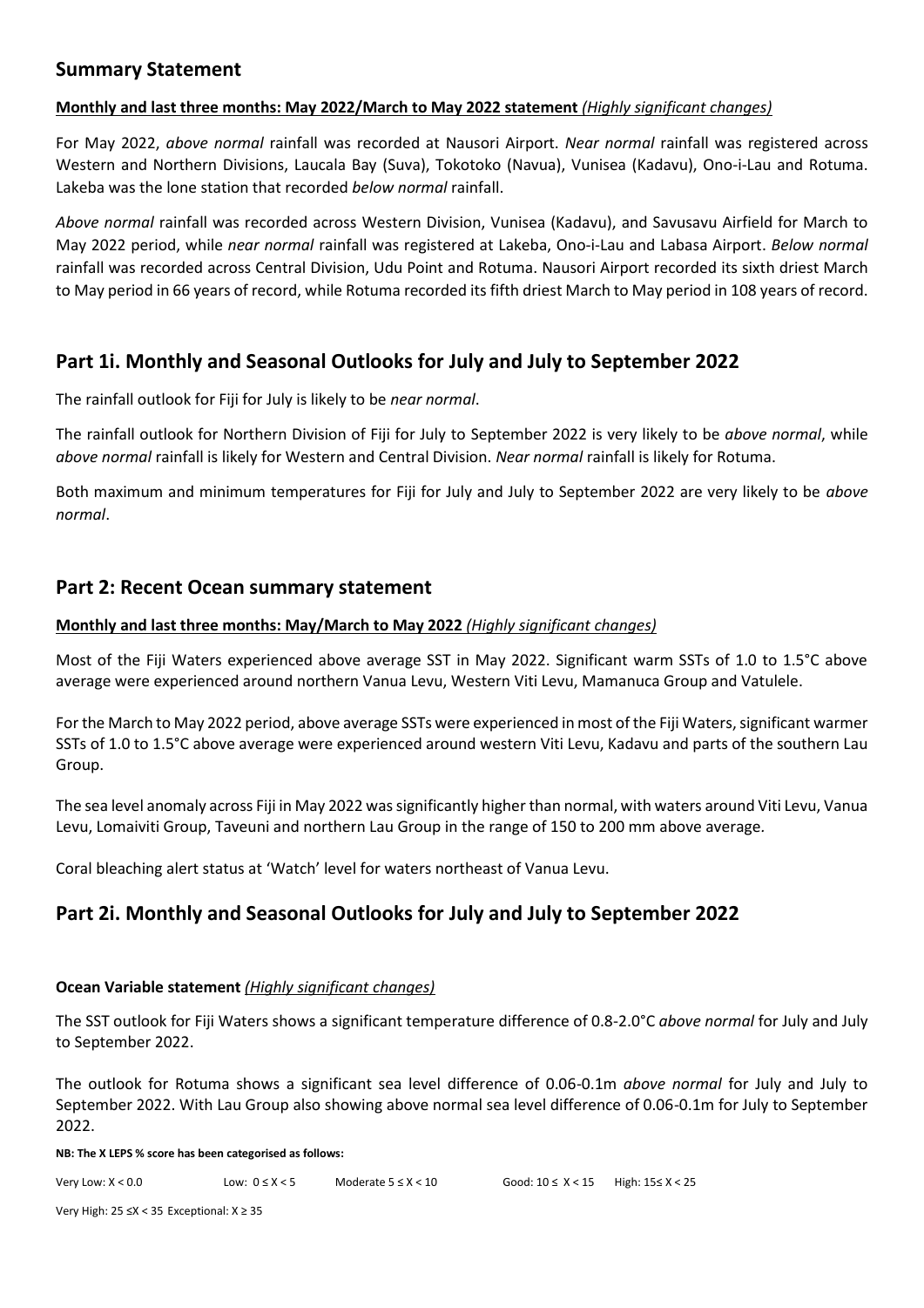## Summary Statement

**<u>Monthly and last three months: May 2022/March to May 2022 statement</u>** ***<u>(Highly significant changes)</u>***

For May 2022, *above normal* rainfall was recorded at Nausori Airport. *Near normal* rainfall was registered across Western and Northern Divisions, Laucala Bay (Suva), Tokotoko (Navua), Vunisea (Kadavu), Ono-i-Lau and Rotuma. Lakeba was the lone station that recorded *below normal* rainfall.

*Above normal* rainfall was recorded across Western Division, Vunisea (Kadavu), and Savusavu Airfield for March to May 2022 period, while *near normal* rainfall was registered at Lakeba, Ono-i-Lau and Labasa Airport. *Below normal* rainfall was recorded across Central Division, Udu Point and Rotuma. Nausori Airport recorded its sixth driest March to May period in 66 years of record, while Rotuma recorded its fifth driest March to May period in 108 years of record.

## Part 1i. Monthly and Seasonal Outlooks for July and July to September 2022

The rainfall outlook for Fiji for July is likely to be *near normal*.

The rainfall outlook for Northern Division of Fiji for July to September 2022 is very likely to be *above normal*, while *above normal* rainfall is likely for Western and Central Division. *Near normal* rainfall is likely for Rotuma.

Both maximum and minimum temperatures for Fiji for July and July to September 2022 are very likely to be *above normal*.

## Part 2: Recent Ocean summary statement

**<u>Monthly and last three months: May/March to May 2022</u>** ***<u>(Highly significant changes)</u>***

Most of the Fiji Waters experienced above average SST in May 2022. Significant warm SSTs of 1.0 to 1.5°C above average were experienced around northern Vanua Levu, Western Viti Levu, Mamanuca Group and Vatulele.

For the March to May 2022 period, above average SSTs were experienced in most of the Fiji Waters, significant warmer SSTs of 1.0 to 1.5°C above average were experienced around western Viti Levu, Kadavu and parts of the southern Lau Group.

The sea level anomaly across Fiji in May 2022 was significantly higher than normal, with waters around Viti Levu, Vanua Levu, Lomaiviti Group, Taveuni and northern Lau Group in the range of 150 to 200 mm above average.

Coral bleaching alert status at 'Watch' level for waters northeast of Vanua Levu.

## Part 2i. Monthly and Seasonal Outlooks for July and July to September 2022

**Ocean Variable statement** ***<u>(Highly significant changes)</u>***

The SST outlook for Fiji Waters shows a significant temperature difference of 0.8-2.0°C *above normal* for July and July to September 2022.

The outlook for Rotuma shows a significant sea level difference of 0.06-0.1m *above normal* for July and July to September 2022. With Lau Group also showing above normal sea level difference of 0.06-0.1m for July to September 2022.

**NB: The X LEPS % score has been categorised as follows:**

Very Low: $X < 0.0$ Low: $0 \leq X < 5$ Moderate $5 \leq X < 10$ Good: $10 \leq X < 15$ High: $15 \leq X < 25$

Very High: $25 \leq X < 35$ Exceptional: $X \geq 35$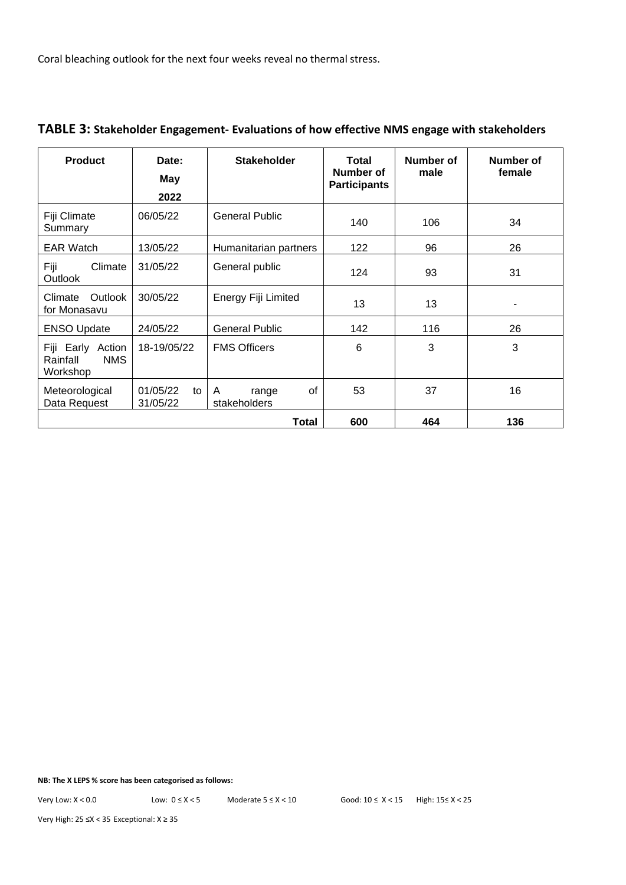Coral bleaching outlook for the next four weeks reveal no thermal stress.

**TABLE 3: Stakeholder Engagement- Evaluations of how effective NMS engage with stakeholders**

| Product | Date: May 2022 | Stakeholder | Total Number of Participants | Number of male | Number of female |
|---|---|---|---|---|---|
| Fiji Climate Summary | 06/05/22 | General Public | 140 | 106 | 34 |
| EAR Watch | 13/05/22 | Humanitarian partners | 122 | 96 | 26 |
| Fiji Climate Outlook | 31/05/22 | General public | 124 | 93 | 31 |
| Climate Outlook for Monasavu | 30/05/22 | Energy Fiji Limited | 13 | 13 | - |
| ENSO Update | 24/05/22 | General Public | 142 | 116 | 26 |
| Fiji Early Action Rainfall NMS Workshop | 18-19/05/22 | FMS Officers | 6 | 3 | 3 |
| Meteorological Data Request | 01/05/22 to 31/05/22 | A range of stakeholders | 53 | 37 | 16 |
| | | **Total** | **600** | **464** | **136** |

**NB: The X LEPS % score has been categorised as follows:**

Very Low: X < 0.0 Low: 0 ≤ X < 5 Moderate 5 ≤ X < 10 Good: 10 ≤ X < 15 High: 15≤ X < 25

Very High: 25 ≤X < 35 Exceptional: X ≥ 35